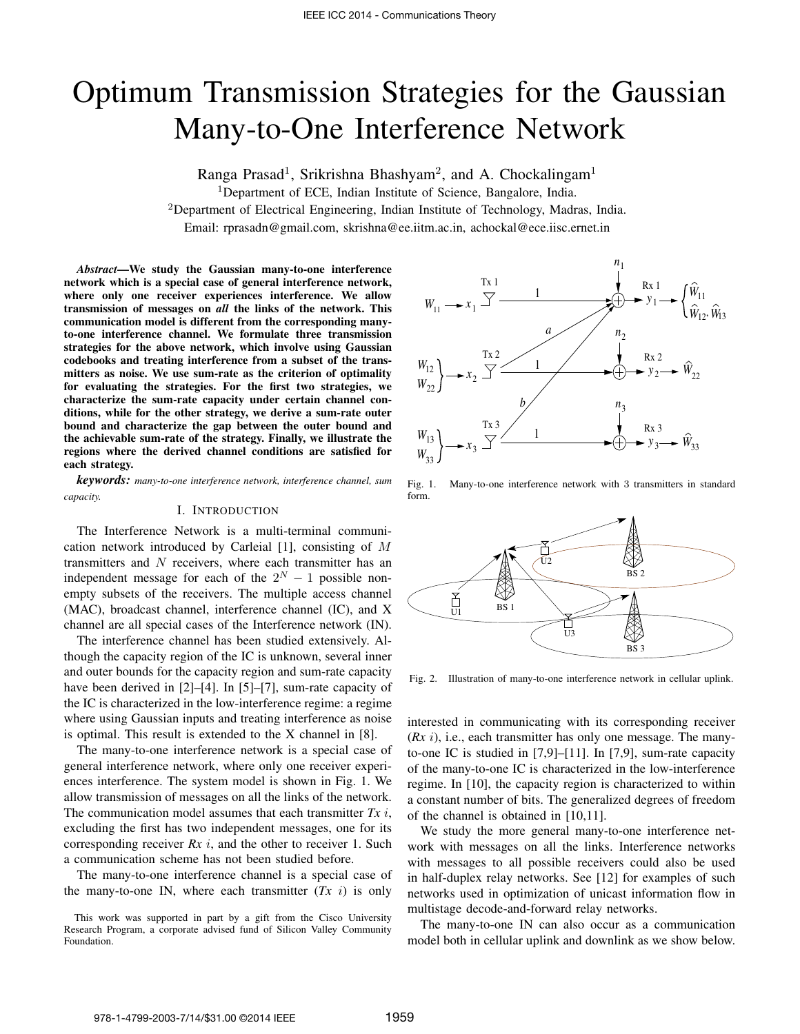# Optimum Transmission Strategies for the Gaussian Many-to-One Interference Network

Ranga Prasad[1], Srikrishna Bhashyam[2], and A. Chockalingam[1]

[1]Department of ECE, Indian Institute of Science, Bangalore, India.

[2]Department of Electrical Engineering, Indian Institute of Technology, Madras, India.

Email: rprasadn@gmail.com, skrishna@ee.iitm.ac.in, achockal@ece.iisc.ernet.in

***Abstract*—We study the Gaussian many-to-one interference network which is a special case of general interference network, where only one receiver experiences interference. We allow transmission of messages on *all* the links of the network. This communication model is different from the corresponding many-to-one interference channel. We formulate three transmission strategies for the above network, which involve using Gaussian codebooks and treating interference from a subset of the transmitters as noise. We use sum-rate as the criterion of optimality for evaluating the strategies. For the first two strategies, we characterize the sum-rate capacity under certain channel conditions, while for the other strategy, we derive a sum-rate outer bound and characterize the gap between the outer bound and the achievable sum-rate of the strategy. Finally, we illustrate the regions where the derived channel conditions are satisfied for each strategy.**

***keywords:*** *many-to-one interference network, interference channel, sum capacity.*

## I. Introduction

The Interference Network is a multi-terminal communication network introduced by Carleial [1], consisting of $M$ transmitters and $N$ receivers, where each transmitter has an independent message for each of the $2^N - 1$ possible non-empty subsets of the receivers. The multiple access channel (MAC), broadcast channel, interference channel (IC), and X channel are all special cases of the Interference network (IN).

The interference channel has been studied extensively. Although the capacity region of the IC is unknown, several inner and outer bounds for the capacity region and sum-rate capacity have been derived in [2]–[4]. In [5]–[7], sum-rate capacity of the IC is characterized in the low-interference regime: a regime where using Gaussian inputs and treating interference as noise is optimal. This result is extended to the X channel in [8].

The many-to-one interference network is a special case of general interference network, where only one receiver experiences interference. The system model is shown in Fig. 1. We allow transmission of messages on all the links of the network. The communication model assumes that each transmitter *Tx i*, excluding the first has two independent messages, one for its corresponding receiver *Rx i*, and the other to receiver 1. Such a communication scheme has not been studied before.

The many-to-one interference channel is a special case of the many-to-one IN, where each transmitter (*Tx i*) is only interested in communicating with its corresponding receiver (*Rx i*), i.e., each transmitter has only one message. The many-to-one IC is studied in [7,9]–[11]. In [7,9], sum-rate capacity of the many-to-one IC is characterized in the low-interference regime. In [10], the capacity region is characterized to within a constant number of bits. The generalized degrees of freedom of the channel is obtained in [10,11].

We study the more general many-to-one interference network with messages on all the links. Interference networks with messages to all possible receivers could also be used in half-duplex relay networks. See [12] for examples of such networks used in optimization of unicast information flow in multistage decode-and-forward relay networks.

The many-to-one IN can also occur as a communication model both in cellular uplink and downlink as we show below.

Fig. 1. Many-to-one interference network with 3 transmitters in standard form.

Fig. 2. Illustration of many-to-one interference network in cellular uplink.

This work was supported in part by a gift from the Cisco University Research Program, a corporate advised fund of Silicon Valley Community Foundation.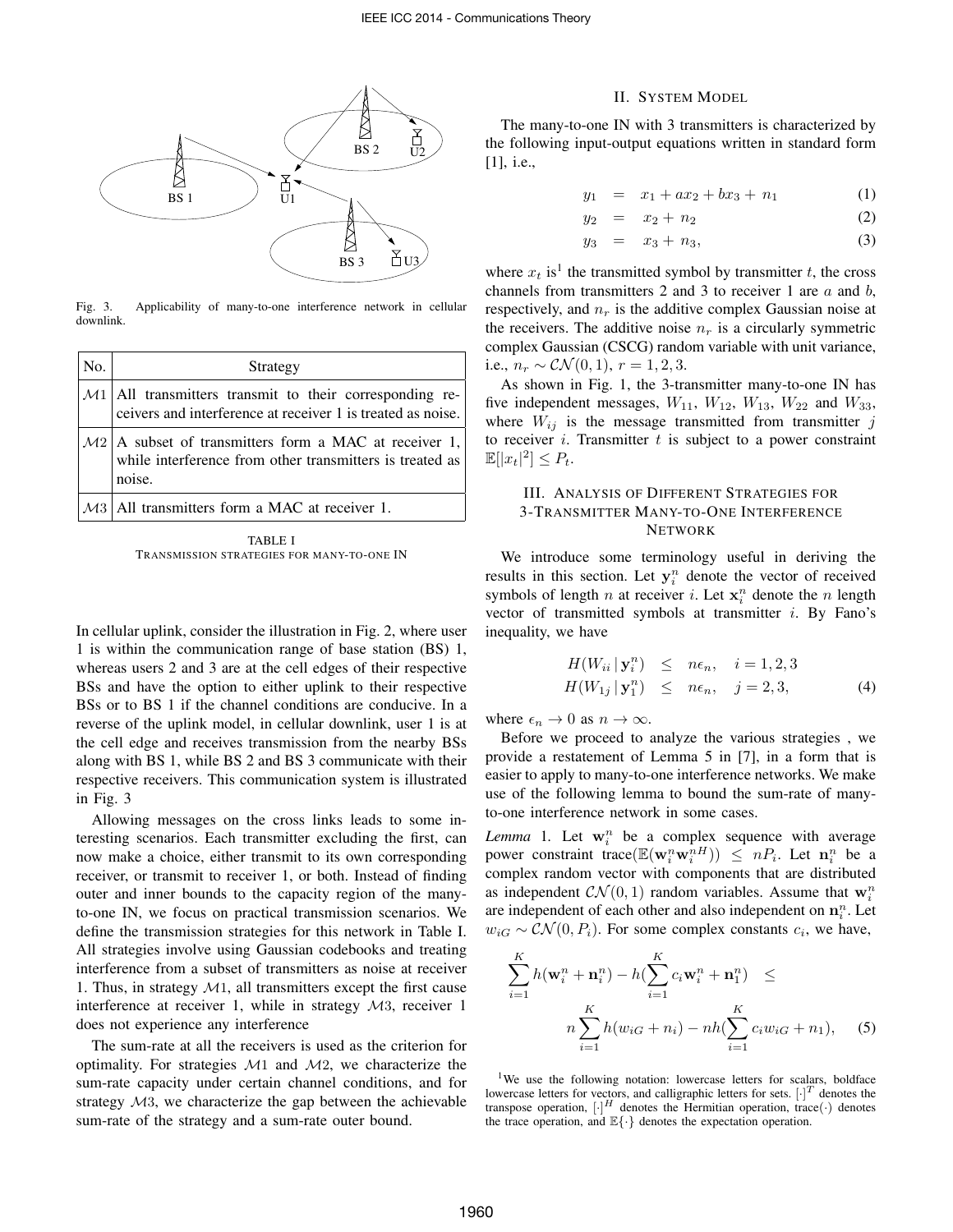Fig. 3. Applicability of many-to-one interference network in cellular downlink.

| No. | Strategy |
| --- | --- |
| $\mathcal{M}1$ | All transmitters transmit to their corresponding receivers and interference at receiver 1 is treated as noise. |
| $\mathcal{M}2$ | A subset of transmitters form a MAC at receiver 1, while interference from other transmitters is treated as noise. |
| $\mathcal{M}3$ | All transmitters form a MAC at receiver 1. |

TABLE I
TRANSMISSION STRATEGIES FOR MANY-TO-ONE IN

In cellular uplink, consider the illustration in Fig. 2, where user 1 is within the communication range of base station (BS) 1, whereas users 2 and 3 are at the cell edges of their respective BSs and have the option to either uplink to their respective BSs or to BS 1 if the channel conditions are conducive. In a reverse of the uplink model, in cellular downlink, user 1 is at the cell edge and receives transmission from the nearby BSs along with BS 1, while BS 2 and BS 3 communicate with their respective receivers. This communication system is illustrated in Fig. 3

Allowing messages on the cross links leads to some interesting scenarios. Each transmitter excluding the first, can now make a choice, either transmit to its own corresponding receiver, or transmit to receiver 1, or both. Instead of finding outer and inner bounds to the capacity region of the many-to-one IN, we focus on practical transmission scenarios. We define the transmission strategies for this network in Table I. All strategies involve using Gaussian codebooks and treating interference from a subset of transmitters as noise at receiver 1. Thus, in strategy $\mathcal{M}1$, all transmitters except the first cause interference at receiver 1, while in strategy $\mathcal{M}3$, receiver 1 does not experience any interference

The sum-rate at all the receivers is used as the criterion for optimality. For strategies $\mathcal{M}1$ and $\mathcal{M}2$, we characterize the sum-rate capacity under certain channel conditions, and for strategy $\mathcal{M}3$, we characterize the gap between the achievable sum-rate of the strategy and a sum-rate outer bound.

## II. SYSTEM MODEL

The many-to-one IN with 3 transmitters is characterized by the following input-output equations written in standard form [1], i.e.,

$$y_1 = x_1 + ax_2 + bx_3 + n_1 \quad (1)$$

$$y_2 = x_2 + n_2 \quad (2)$$

$$y_3 = x_3 + n_3, \quad (3)$$

where $x_t$ is[1] the transmitted symbol by transmitter $t$, the cross channels from transmitters 2 and 3 to receiver 1 are $a$ and $b$, respectively, and $n_r$ is the additive complex Gaussian noise at the receivers. The additive noise $n_r$ is a circularly symmetric complex Gaussian (CSCG) random variable with unit variance, i.e., $n_r \sim \mathcal{CN}(0, 1)$, $r = 1, 2, 3$.

As shown in Fig. 1, the 3-transmitter many-to-one IN has five independent messages, $W_{11}$, $W_{12}$, $W_{13}$, $W_{22}$ and $W_{33}$, where $W_{ij}$ is the message transmitted from transmitter $j$ to receiver $i$. Transmitter $t$ is subject to a power constraint $\mathbb{E}[|x_t|^2] \leq P_t$.

## III. ANALYSIS OF DIFFERENT STRATEGIES FOR 3-TRANSMITTER MANY-TO-ONE INTERFERENCE NETWORK

We introduce some terminology useful in deriving the results in this section. Let $\mathbf{y}_i^n$ denote the vector of received symbols of length $n$ at receiver $i$. Let $\mathbf{x}_i^n$ denote the $n$ length vector of transmitted symbols at transmitter $i$. By Fano's inequality, we have

$$\begin{aligned} H(W_{ii} \,|\, \mathbf{y}_i^n) &\leq n\epsilon_n, \quad i = 1, 2, 3 \\ H(W_{1j} \,|\, \mathbf{y}_1^n) &\leq n\epsilon_n, \quad j = 2, 3, \end{aligned} \quad (4)$$

where $\epsilon_n \to 0$ as $n \to \infty$.

Before we proceed to analyze the various strategies , we provide a restatement of Lemma 5 in [7], in a form that is easier to apply to many-to-one interference networks. We make use of the following lemma to bound the sum-rate of many-to-one interference network in some cases.

*Lemma* 1. Let $\mathbf{w}_i^n$ be a complex sequence with average power constraint $\text{trace}(\mathbb{E}(\mathbf{w}_i^n \mathbf{w}_i^{nH})) \leq nP_i$. Let $\mathbf{n}_i^n$ be a complex random vector with components that are distributed as independent $\mathcal{CN}(0, 1)$ random variables. Assume that $\mathbf{w}_i^n$ are independent of each other and also independent on $\mathbf{n}_i^n$. Let $w_{iG} \sim \mathcal{CN}(0, P_i)$. For some complex constants $c_i$, we have,

$$\sum_{i=1}^{K} h(\mathbf{w}_i^n + \mathbf{n}_i^n) - h(\sum_{i=1}^{K} c_i \mathbf{w}_i^n + \mathbf{n}_1^n) \leq n \sum_{i=1}^{K} h(w_{iG} + n_i) - nh(\sum_{i=1}^{K} c_i w_{iG} + n_1), \quad (5)$$

[1] We use the following notation: lowercase letters for scalars, boldface lowercase letters for vectors, and calligraphic letters for sets. $[\cdot]^T$ denotes the transpose operation, $[\cdot]^H$ denotes the Hermitian operation, trace$(\cdot)$ denotes the trace operation, and $\mathbb{E}\{\cdot\}$ denotes the expectation operation.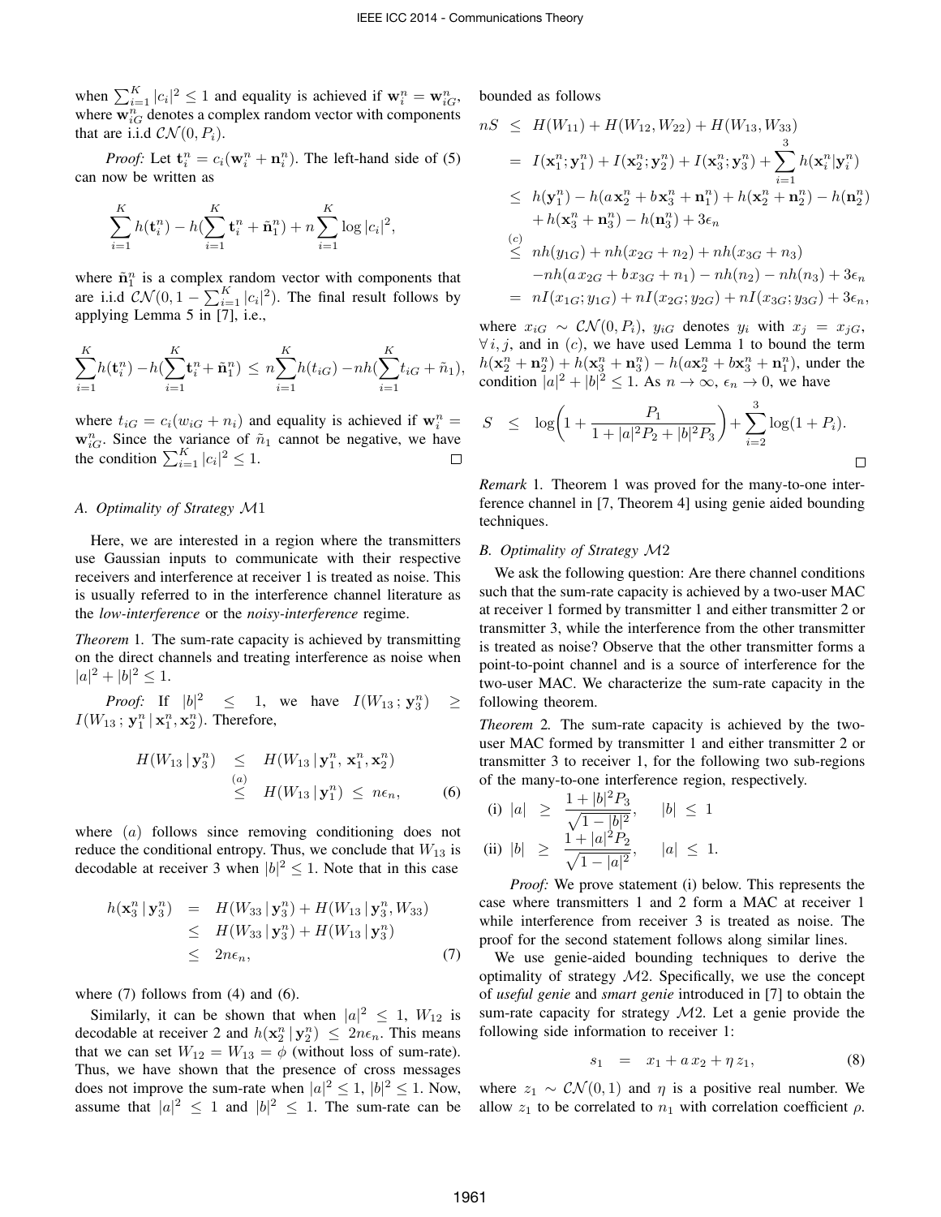when $\sum_{i=1}^{K}|c_i|^2 \leq 1$ and equality is achieved if $\mathbf{w}_i^n = \mathbf{w}_{iG}^n$, where $\mathbf{w}_{iG}^n$ denotes a complex random vector with components that are i.i.d $\mathcal{CN}(0, P_i)$.

*Proof:* Let $\mathbf{t}_i^n = c_i(\mathbf{w}_i^n + \mathbf{n}_i^n)$. The left-hand side of (5) can now be written as

$$\sum_{i=1}^{K} h(\mathbf{t}_i^n) - h(\sum_{i=1}^{K}\mathbf{t}_i^n + \tilde{\mathbf{n}}_1^n) + n\sum_{i=1}^{K}\log|c_i|^2,$$

where $\tilde{\mathbf{n}}_1^n$ is a complex random vector with components that are i.i.d $\mathcal{CN}(0, 1-\sum_{i=1}^{K}|c_i|^2)$. The final result follows by applying Lemma 5 in [7], i.e.,

$$\sum_{i=1}^{K} h(\mathbf{t}_i^n) - h(\sum_{i=1}^{K}\mathbf{t}_i^n + \tilde{\mathbf{n}}_1^n) \leq n\sum_{i=1}^{K} h(t_{iG}) - nh(\sum_{i=1}^{K} t_{iG} + \tilde{n}_1),$$

where $t_{iG} = c_i(w_{iG} + n_i)$ and equality is achieved if $\mathbf{w}_i^n = \mathbf{w}_{iG}^n$. Since the variance of $\tilde{n}_1$ cannot be negative, we have the condition $\sum_{i=1}^{K}|c_i|^2 \leq 1$. $\square$

### A. Optimality of Strategy $\mathcal{M}1$

Here, we are interested in a region where the transmitters use Gaussian inputs to communicate with their respective receivers and interference at receiver 1 is treated as noise. This is usually referred to in the interference channel literature as the *low-interference* or the *noisy-interference* regime.

*Theorem* 1. The sum-rate capacity is achieved by transmitting on the direct channels and treating interference as noise when $|a|^2 + |b|^2 \leq 1$.

*Proof:* If $|b|^2 \leq 1$, we have $I(W_{13}\,;\mathbf{y}_3^n) \geq I(W_{13}\,;\mathbf{y}_1^n\,|\,\mathbf{x}_1^n, \mathbf{x}_2^n)$. Therefore,

$$\begin{aligned} H(W_{13}\,|\,\mathbf{y}_3^n) &\leq H(W_{13}\,|\,\mathbf{y}_1^n,\,\mathbf{x}_1^n, \mathbf{x}_2^n) \\ &\overset{(a)}{\leq} H(W_{13}\,|\,\mathbf{y}_1^n) \leq n\epsilon_n, \end{aligned} \tag{6}$$

where $(a)$ follows since removing conditioning does not reduce the conditional entropy. Thus, we conclude that $W_{13}$ is decodable at receiver 3 when $|b|^2 \leq 1$. Note that in this case

$$\begin{aligned} h(\mathbf{x}_3^n\,|\,\mathbf{y}_3^n) &= H(W_{33}\,|\,\mathbf{y}_3^n) + H(W_{13}\,|\,\mathbf{y}_3^n, W_{33}) \\ &\leq H(W_{33}\,|\,\mathbf{y}_3^n) + H(W_{13}\,|\,\mathbf{y}_3^n) \\ &\leq 2n\epsilon_n, \end{aligned} \tag{7}$$

where (7) follows from (4) and (6).

Similarly, it can be shown that when $|a|^2 \leq 1$, $W_{12}$ is decodable at receiver 2 and $h(\mathbf{x}_2^n\,|\,\mathbf{y}_2^n) \leq 2n\epsilon_n$. This means that we can set $W_{12} = W_{13} = \phi$ (without loss of sum-rate). Thus, we have shown that the presence of cross messages does not improve the sum-rate when $|a|^2 \leq 1$, $|b|^2 \leq 1$. Now, assume that $|a|^2 \leq 1$ and $|b|^2 \leq 1$. The sum-rate can be bounded as follows

$$\begin{aligned} nS &\leq H(W_{11}) + H(W_{12}, W_{22}) + H(W_{13}, W_{33}) \\ &= I(\mathbf{x}_1^n;\mathbf{y}_1^n) + I(\mathbf{x}_2^n;\mathbf{y}_2^n) + I(\mathbf{x}_3^n;\mathbf{y}_3^n) + \sum_{i=1}^{3} h(\mathbf{x}_i^n|\mathbf{y}_i^n) \\ &\leq h(\mathbf{y}_1^n) - h(a\,\mathbf{x}_2^n + b\,\mathbf{x}_3^n + \mathbf{n}_1^n) + h(\mathbf{x}_2^n + \mathbf{n}_2^n) - h(\mathbf{n}_2^n) \\ &\quad + h(\mathbf{x}_3^n + \mathbf{n}_3^n) - h(\mathbf{n}_3^n) + 3\epsilon_n \\ &\overset{(c)}{\leq} nh(y_{1G}) + nh(x_{2G} + n_2) + nh(x_{3G} + n_3) \\ &\quad - nh(a\,x_{2G} + b\,x_{3G} + n_1) - nh(n_2) - nh(n_3) + 3\epsilon_n \\ &= nI(x_{1G};y_{1G}) + nI(x_{2G};y_{2G}) + nI(x_{3G};y_{3G}) + 3\epsilon_n, \end{aligned}$$

where $x_{iG} \sim \mathcal{CN}(0, P_i)$, $y_{iG}$ denotes $y_i$ with $x_j = x_{jG}$, $\forall\, i, j$, and in $(c)$, we have used Lemma 1 to bound the term $h(\mathbf{x}_2^n + \mathbf{n}_2^n) + h(\mathbf{x}_3^n + \mathbf{n}_3^n) - h(a\mathbf{x}_2^n + b\mathbf{x}_3^n + \mathbf{n}_1^n)$, under the condition $|a|^2 + |b|^2 \leq 1$. As $n \to \infty$, $\epsilon_n \to 0$, we have

$$S \leq \log\!\left(1 + \frac{P_1}{1 + |a|^2P_2 + |b|^2P_3}\right) + \sum_{i=2}^{3}\log(1 + P_i).$$

$\square$

*Remark* 1. Theorem 1 was proved for the many-to-one interference channel in [7, Theorem 4] using genie aided bounding techniques.

### B. Optimality of Strategy $\mathcal{M}2$

We ask the following question: Are there channel conditions such that the sum-rate capacity is achieved by a two-user MAC at receiver 1 formed by transmitter 1 and either transmitter 2 or transmitter 3, while the interference from the other transmitter is treated as noise? Observe that the other transmitter forms a point-to-point channel and is a source of interference for the two-user MAC. We characterize the sum-rate capacity in the following theorem.

*Theorem* 2. The sum-rate capacity is achieved by the two-user MAC formed by transmitter 1 and either transmitter 2 or transmitter 3 to receiver 1, for the following two sub-regions of the many-to-one interference region, respectively.

$$\text{(i)}\ \ |a| \geq \frac{1 + |b|^2P_3}{\sqrt{1 - |b|^2}}, \qquad |b| \leq 1$$

$$\text{(ii)}\ \ |b| \geq \frac{1 + |a|^2P_2}{\sqrt{1 - |a|^2}}, \qquad |a| \leq 1.$$

*Proof:* We prove statement (i) below. This represents the case where transmitters 1 and 2 form a MAC at receiver 1 while interference from receiver 3 is treated as noise. The proof for the second statement follows along similar lines.

We use genie-aided bounding techniques to derive the optimality of strategy $\mathcal{M}2$. Specifically, we use the concept of *useful genie* and *smart genie* introduced in [7] to obtain the sum-rate capacity for strategy $\mathcal{M}2$. Let a genie provide the following side information to receiver 1:

$$s_1 = x_1 + a\,x_2 + \eta\,z_1, \tag{8}$$

where $z_1 \sim \mathcal{CN}(0, 1)$ and $\eta$ is a positive real number. We allow $z_1$ to be correlated to $n_1$ with correlation coefficient $\rho$.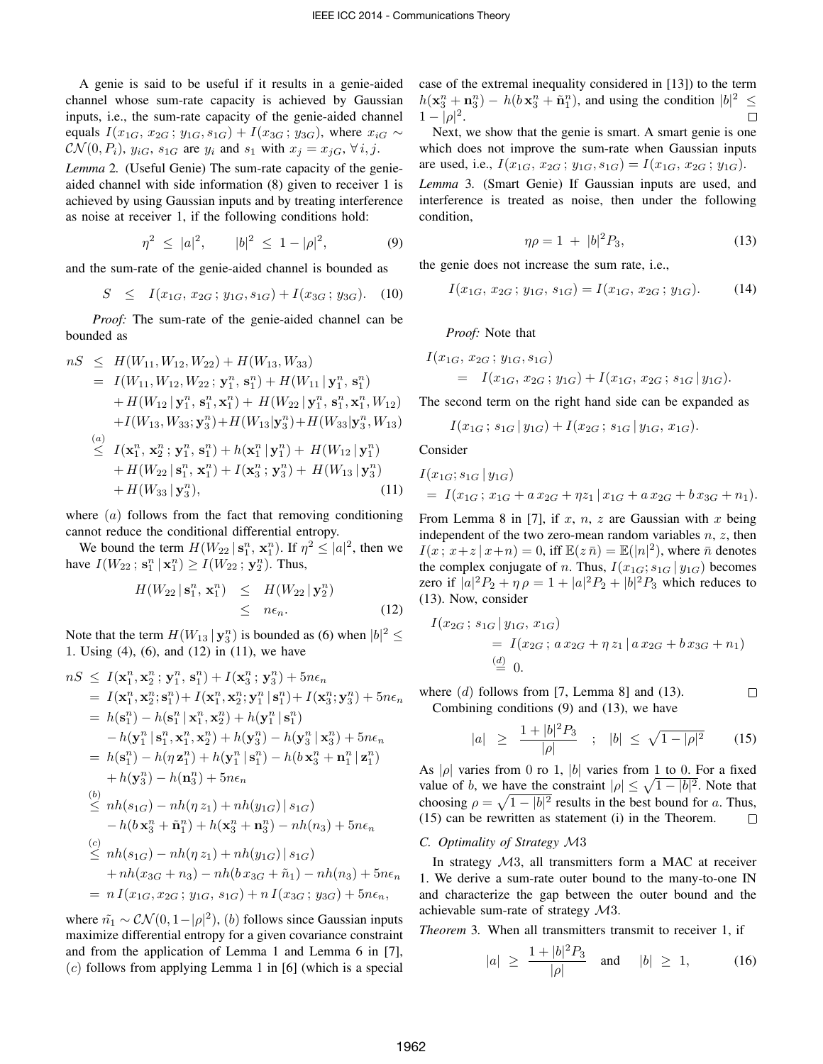A genie is said to be useful if it results in a genie-aided channel whose sum-rate capacity is achieved by Gaussian inputs, i.e., the sum-rate capacity of the genie-aided channel equals $I(x_{1G},\, x_{2G}\,;\, y_{1G}, s_{1G}) + I(x_{3G}\,;\, y_{3G})$, where $x_{iG} \sim \mathcal{CN}(0, P_i)$, $y_{iG}$, $s_{1G}$ are $y_i$ and $s_1$ with $x_j = x_{jG}$, $\forall\, i, j$.

*Lemma* 2. (Useful Genie) The sum-rate capacity of the genie-aided channel with side information (8) given to receiver 1 is achieved by using Gaussian inputs and by treating interference as noise at receiver 1, if the following conditions hold:

$$\eta^2 \;\le\; |a|^2, \qquad |b|^2 \;\le\; 1 - |\rho|^2, \tag{9}$$

and the sum-rate of the genie-aided channel is bounded as

$$S \;\;\le\;\; I(x_{1G},\, x_{2G}\,;\, y_{1G}, s_{1G}) + I(x_{3G}\,;\, y_{3G}). \tag{10}$$

*Proof:* The sum-rate of the genie-aided channel can be bounded as

$$\begin{aligned}
nS \;&\le\; H(W_{11}, W_{12}, W_{22}) + H(W_{13}, W_{33}) \\
&=\; I(W_{11}, W_{12}, W_{22}\,;\, \mathbf{y}_1^n,\, \mathbf{s}_1^n) + H(W_{11}\,|\, \mathbf{y}_1^n,\, \mathbf{s}_1^n) \\
&\quad + H(W_{12}\,|\, \mathbf{y}_1^n,\, \mathbf{s}_1^n, \mathbf{x}_1^n) + \, H(W_{22}\,|\, \mathbf{y}_1^n,\, \mathbf{s}_1^n, \mathbf{x}_1^n, W_{12}) \\
&\quad + I(W_{13}, W_{33}; \mathbf{y}_3^n) + H(W_{13}|\mathbf{y}_3^n) + H(W_{33}|\mathbf{y}_3^n, W_{13}) \\
&\overset{(a)}{\le}\; I(\mathbf{x}_1^n,\, \mathbf{x}_2^n\,;\, \mathbf{y}_1^n,\, \mathbf{s}_1^n) + h(\mathbf{x}_1^n\,|\, \mathbf{y}_1^n) + \, H(W_{12}\,|\, \mathbf{y}_1^n) \\
&\quad + H(W_{22}\,|\, \mathbf{s}_1^n,\, \mathbf{x}_1^n) + I(\mathbf{x}_3^n\,;\, \mathbf{y}_3^n) + \, H(W_{13}\,|\, \mathbf{y}_3^n) \\
&\quad + H(W_{33}\,|\, \mathbf{y}_3^n),
\end{aligned} \tag{11}$$

where $(a)$ follows from the fact that removing conditioning cannot reduce the conditional differential entropy.

We bound the term $H(W_{22}\,|\, \mathbf{s}_1^n,\, \mathbf{x}_1^n)$. If $\eta^2 \le |a|^2$, then we have $I(W_{22}\,;\, \mathbf{s}_1^n\,|\, \mathbf{x}_1^n) \ge I(W_{22}\,;\, \mathbf{y}_2^n)$. Thus,

$$\begin{aligned}
H(W_{22}\,|\, \mathbf{s}_1^n,\, \mathbf{x}_1^n) \;\;&\le\;\; H(W_{22}\,|\, \mathbf{y}_2^n) \\
&\le\;\; n\epsilon_n.
\end{aligned} \tag{12}$$

Note that the term $H(W_{13}\,|\, \mathbf{y}_3^n)$ is bounded as (6) when $|b|^2 \le 1$. Using (4), (6), and (12) in (11), we have

$$\begin{aligned}
nS \;&\le\; I(\mathbf{x}_1^n, \mathbf{x}_2^n\,;\, \mathbf{y}_1^n,\, \mathbf{s}_1^n) + I(\mathbf{x}_3^n\,;\, \mathbf{y}_3^n) + 5n\epsilon_n \\
&=\; I(\mathbf{x}_1^n, \mathbf{x}_2^n; \mathbf{s}_1^n) + I(\mathbf{x}_1^n, \mathbf{x}_2^n; \mathbf{y}_1^n\,|\, \mathbf{s}_1^n) + I(\mathbf{x}_3^n; \mathbf{y}_3^n) + 5n\epsilon_n \\
&=\; h(\mathbf{s}_1^n) - h(\mathbf{s}_1^n\,|\, \mathbf{x}_1^n, \mathbf{x}_2^n) + h(\mathbf{y}_1^n\,|\, \mathbf{s}_1^n) \\
&\quad - h(\mathbf{y}_1^n\,|\, \mathbf{s}_1^n, \mathbf{x}_1^n, \mathbf{x}_2^n) + h(\mathbf{y}_3^n) - h(\mathbf{y}_3^n\,|\, \mathbf{x}_3^n) + 5n\epsilon_n \\
&=\; h(\mathbf{s}_1^n) - h(\eta\, \mathbf{z}_1^n) + h(\mathbf{y}_1^n\,|\, \mathbf{s}_1^n) - h(b\, \mathbf{x}_3^n + \mathbf{n}_1^n\,|\, \mathbf{z}_1^n) \\
&\quad + h(\mathbf{y}_3^n) - h(\mathbf{n}_3^n) + 5n\epsilon_n \\
&\overset{(b)}{\le}\; nh(s_{1G}) - nh(\eta\, z_1) + nh(y_{1G})\,|\, s_{1G}) \\
&\quad - h(b\, \mathbf{x}_3^n + \tilde{\mathbf{n}}_1^n) + h(\mathbf{x}_3^n + \mathbf{n}_3^n) - nh(n_3) + 5n\epsilon_n \\
&\overset{(c)}{\le}\; nh(s_{1G}) - nh(\eta\, z_1) + nh(y_{1G})\,|\, s_{1G}) \\
&\quad + nh(x_{3G} + n_3) - nh(b\, x_{3G} + \tilde{n}_1) - nh(n_3) + 5n\epsilon_n \\
&=\; n\, I(x_{1G}, x_{2G}\,;\, y_{1G},\, s_{1G}) + n\, I(x_{3G}\,;\, y_{3G}) + 5n\epsilon_n,
\end{aligned}$$

where $\tilde{n_1} \sim \mathcal{CN}(0, 1 - |\rho|^2)$, $(b)$ follows since Gaussian inputs maximize differential entropy for a given covariance constraint and from the application of Lemma 1 and Lemma 6 in [7], $(c)$ follows from applying Lemma 1 in [6] (which is a special case of the extremal inequality considered in [13]) to the term $h(\mathbf{x}_3^n + \mathbf{n}_3^n) - h(b\, \mathbf{x}_3^n + \tilde{\mathbf{n}}_1^n)$, and using the condition $|b|^2 \le 1 - |\rho|^2$. $\square$

Next, we show that the genie is smart. A smart genie is one which does not improve the sum-rate when Gaussian inputs are used, i.e., $I(x_{1G},\, x_{2G}\,;\, y_{1G}, s_{1G}) = I(x_{1G},\, x_{2G}\,;\, y_{1G})$.

*Lemma* 3. (Smart Genie) If Gaussian inputs are used, and interference is treated as noise, then under the following condition,

$$\eta\rho = 1 \;+\; |b|^2 P_3, \tag{13}$$

the genie does not increase the sum rate, i.e.,

$$I(x_{1G},\, x_{2G}\,;\, y_{1G},\, s_{1G}) = I(x_{1G},\, x_{2G}\,;\, y_{1G}). \tag{14}$$

*Proof:* Note that

$$\begin{aligned}
&I(x_{1G},\, x_{2G}\,;\, y_{1G}, s_{1G}) \\
&\qquad =\;\; I(x_{1G},\, x_{2G}\,;\, y_{1G}) + I(x_{1G},\, x_{2G}\,;\, s_{1G}\,|\, y_{1G}).
\end{aligned}$$

The second term on the right hand side can be expanded as

$$I(x_{1G}\,;\, s_{1G}\,|\, y_{1G}) + I(x_{2G}\,;\, s_{1G}\,|\, y_{1G},\, x_{1G}).$$

Consider

$$\begin{aligned}
&I(x_{1G}; s_{1G}\,|\, y_{1G}) \\
&= \; I(x_{1G}\,;\, x_{1G} + a\, x_{2G} + \eta z_1\,|\, x_{1G} + a\, x_{2G} + b\, x_{3G} + n_1).
\end{aligned}$$

From Lemma 8 in [7], if $x$, $n$, $z$ are Gaussian with $x$ being independent of the two zero-mean random variables $n$, $z$, then $I(x\,;\, x{+}z\,|\, x{+}n) = 0$, iff $\mathbb{E}(z\,\bar{n}) = \mathbb{E}(|n|^2)$, where $\bar{n}$ denotes the complex conjugate of $n$. Thus, $I(x_{1G}; s_{1G}\,|\, y_{1G})$ becomes zero if $|a|^2 P_2 + \eta\, \rho = 1 + |a|^2 P_2 + |b|^2 P_3$ which reduces to (13). Now, consider

$$\begin{aligned}
&I(x_{2G}\,;\, s_{1G}\,|\, y_{1G},\, x_{1G}) \\
&\qquad\qquad = \; I(x_{2G}\,;\, a\, x_{2G} + \eta\, z_1\,|\, a\, x_{2G} + b\, x_{3G} + n_1) \\
&\qquad\qquad \overset{(d)}{=} \; 0.
\end{aligned}$$

where $(d)$ follows from [7, Lemma 8] and (13). $\square$

Combining conditions (9) and (13), we have

$$|a| \;\;\ge\;\; \frac{1 + |b|^2 P_3}{|\rho|} \quad ; \quad |b| \;\le\; \sqrt{1 - |\rho|^2} \tag{15}$$

As $|\rho|$ varies from 0 ro 1, $|b|$ varies from 1 to 0. For a fixed value of $b$, we have the constraint $|\rho| \le \sqrt{1 - |b|^2}$. Note that choosing $\rho = \sqrt{1 - |b|^2}$ results in the best bound for $a$. Thus, (15) can be rewritten as statement (i) in the Theorem. $\square$

### *C. Optimality of Strategy* $\mathcal{M}3$

In strategy $\mathcal{M}3$, all transmitters form a MAC at receiver 1. We derive a sum-rate outer bound to the many-to-one IN and characterize the gap between the outer bound and the achievable sum-rate of strategy $\mathcal{M}3$.

*Theorem* 3. When all transmitters transmit to receiver 1, if

$$|a| \;\ge\; \frac{1 + |b|^2 P_3}{|\rho|} \quad \text{and} \quad |b| \;\ge\; 1, \tag{16}$$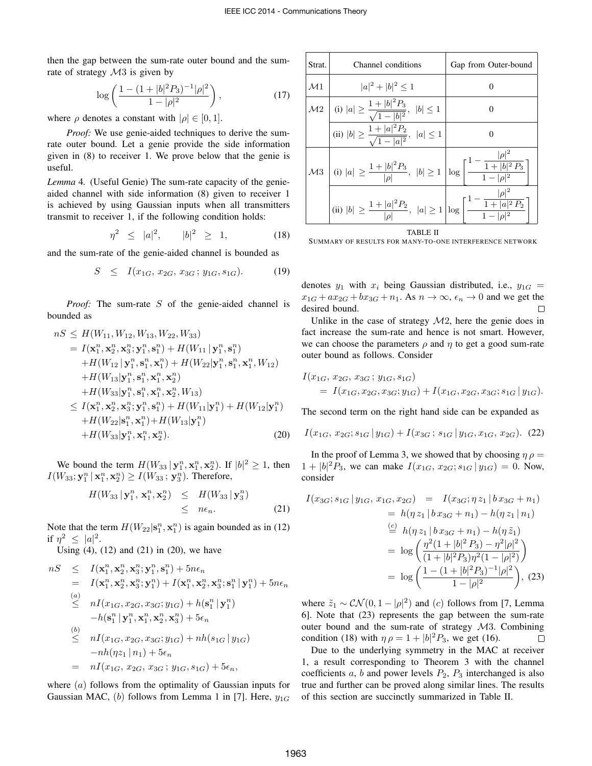then the gap between the sum-rate outer bound and the sum-rate of strategy $\mathcal{M}3$ is given by

$$\log\left(\frac{1-(1+|b|^2P_3)^{-1}|\rho|^2}{1-|\rho|^2}\right), \tag{17}$$

where $\rho$ denotes a constant with $|\rho| \in [0,1]$.

*Proof:* We use genie-aided techniques to derive the sum-rate outer bound. Let a genie provide the side information given in (8) to receiver 1. We prove below that the genie is useful.

*Lemma* 4. (Useful Genie) The sum-rate capacity of the genie-aided channel with side information (8) given to receiver 1 is achieved by using Gaussian inputs when all transmitters transmit to receiver 1, if the following condition holds:

$$\eta^2 \;\le\; |a|^2, \qquad |b|^2 \;\ge\; 1, \tag{18}$$

and the sum-rate of the genie-aided channel is bounded as

$$S \;\le\; I(x_{1G},\, x_{2G},\, x_{3G}\,;\, y_{1G}, s_{1G}). \tag{19}$$

*Proof:* The sum-rate $S$ of the genie-aided channel is bounded as

$$\begin{aligned}
nS &\le H(W_{11}, W_{12}, W_{13}, W_{22}, W_{33})\\
&= I(\mathbf{x}_1^n, \mathbf{x}_2^n, \mathbf{x}_3^n; \mathbf{y}_1^n, \mathbf{s}_1^n) + H(W_{11}\,|\,\mathbf{y}_1^n, \mathbf{s}_1^n)\\
&\quad + H(W_{12}\,|\,\mathbf{y}_1^n, \mathbf{s}_1^n, \mathbf{x}_1^n) + H(W_{22}|\mathbf{y}_1^n, \mathbf{s}_1^n, \mathbf{x}_1^n, W_{12})\\
&\quad + H(W_{13}|\mathbf{y}_1^n, \mathbf{s}_1^n, \mathbf{x}_1^n, \mathbf{x}_2^n)\\
&\quad + H(W_{33}|\mathbf{y}_1^n, \mathbf{s}_1^n, \mathbf{x}_1^n, \mathbf{x}_2^n, W_{13})\\
&\le I(\mathbf{x}_1^n, \mathbf{x}_2^n, \mathbf{x}_3^n; \mathbf{y}_1^n, \mathbf{s}_1^n) + H(W_{11}|\mathbf{y}_1^n) + H(W_{12}|\mathbf{y}_1^n)\\
&\quad + H(W_{22}|\mathbf{s}_1^n, \mathbf{x}_1^n) + H(W_{13}|\mathbf{y}_1^n)\\
&\quad + H(W_{33}|\mathbf{y}_1^n, \mathbf{x}_1^n, \mathbf{x}_2^n).
\end{aligned} \tag{20}$$

We bound the term $H(W_{33}\,|\,\mathbf{y}_1^n, \mathbf{x}_1^n, \mathbf{x}_2^n)$. If $|b|^2 \ge 1$, then $I(W_{33}; \mathbf{y}_1^n\,|\,\mathbf{x}_1^n, \mathbf{x}_2^n) \ge I(W_{33}\,;\, \mathbf{y}_3^n)$. Therefore,

$$\begin{aligned}
H(W_{33}\,|\,\mathbf{y}_1^n,\, \mathbf{x}_1^n, \mathbf{x}_2^n) &\le H(W_{33}\,|\,\mathbf{y}_3^n)\\
&\le n\epsilon_n.
\end{aligned} \tag{21}$$

Note that the term $H(W_{22}|\mathbf{s}_1^n, \mathbf{x}_1^n)$ is again bounded as in (12) if $\eta^2 \le |a|^2$.

Using (4), (12) and (21) in (20), we have

$$\begin{aligned}
nS &\le I(\mathbf{x}_1^n, \mathbf{x}_2^n, \mathbf{x}_3^n; \mathbf{y}_1^n, \mathbf{s}_1^n) + 5n\epsilon_n\\
&= I(\mathbf{x}_1^n, \mathbf{x}_2^n, \mathbf{x}_3^n; \mathbf{y}_1^n) + I(\mathbf{x}_1^n, \mathbf{x}_2^n, \mathbf{x}_3^n; \mathbf{s}_1^n\,|\,\mathbf{y}_1^n) + 5n\epsilon_n\\
&\overset{(a)}{\le} nI(x_{1G}, x_{2G}, x_{3G}; y_{1G}) + h(\mathbf{s}_1^n\,|\,\mathbf{y}_1^n)\\
&\quad - h(\mathbf{s}_1^n\,|\,\mathbf{y}_1^n, \mathbf{x}_1^n, \mathbf{x}_2^n, \mathbf{x}_3^n) + 5\epsilon_n\\
&\overset{(b)}{\le} nI(x_{1G}, x_{2G}, x_{3G}; y_{1G}) + nh(s_{1G}\,|\,y_{1G})\\
&\quad - nh(\eta z_1\,|\,n_1) + 5\epsilon_n\\
&= nI(x_{1G},\, x_{2G},\, x_{3G}\,;\, y_{1G}, s_{1G}) + 5\epsilon_n,
\end{aligned}$$

where $(a)$ follows from the optimality of Gaussian inputs for Gaussian MAC, $(b)$ follows from Lemma 1 in [7]. Here, $y_{1G}$ denotes $y_1$ with $x_i$ being Gaussian distributed, i.e., $y_{1G} = x_{1G} + ax_{2G} + bx_{3G} + n_1$. As $n \to \infty$, $\epsilon_n \to 0$ and we get the desired bound. □

Unlike in the case of strategy $\mathcal{M}2$, here the genie does in fact increase the sum-rate and hence is not smart. However, we can choose the parameters $\rho$ and $\eta$ to get a good sum-rate outer bound as follows. Consider

$$\begin{aligned}
&I(x_{1G},\, x_{2G},\, x_{3G}\,;\, y_{1G}, s_{1G})\\
&\quad = I(x_{1G}, x_{2G}, x_{3G}; y_{1G}) + I(x_{1G}, x_{2G}, x_{3G}; s_{1G}\,|\,y_{1G}).
\end{aligned}$$

The second term on the right hand side can be expanded as

$$I(x_{1G},\, x_{2G}; s_{1G}\,|\,y_{1G}) + I(x_{3G}\,;\, s_{1G}\,|\,y_{1G}, x_{1G},\, x_{2G}). \tag{22}$$

In the proof of Lemma 3, we showed that by choosing $\eta\,\rho = 1 + |b|^2 P_3$, we can make $I(x_{1G}, x_{2G}; s_{1G}\,|\,y_{1G}) = 0$. Now, consider

$$\begin{aligned}
I(x_{3G}; s_{1G}\,|\,y_{1G},\, x_{1G}, x_{2G}) &= I(x_{3G}; \eta\, z_1\,|\,b\, x_{3G} + n_1)\\
&= h(\eta\, z_1\,|\,b\, x_{3G} + n_1) - h(\eta\, z_1\,|\,n_1)\\
&\overset{(c)}{=} h(\eta\, z_1\,|\,b\, x_{3G} + n_1) - h(\eta\, \tilde{z}_1)\\
&= \log\left(\frac{\eta^2(1+|b|^2 P_3) - \eta^2|\rho|^2}{(1+|b|^2P_3)\eta^2(1-|\rho|^2)}\right)\\
&= \log\left(\frac{1-(1+|b|^2P_3)^{-1}|\rho|^2}{1-|\rho|^2}\right),
\end{aligned} \tag{23}$$

where $\tilde{z}_1 \sim \mathcal{CN}(0, 1-|\rho|^2)$ and $(c)$ follows from [7, Lemma 6]. Note that (23) represents the gap between the sum-rate outer bound and the sum-rate of strategy $\mathcal{M}3$. Combining condition (18) with $\eta\,\rho = 1 + |b|^2 P_3$, we get (16). □

Due to the underlying symmetry in the MAC at receiver 1, a result corresponding to Theorem 3 with the channel coefficients $a$, $b$ and power levels $P_2$, $P_3$ interchanged is also true and further can be proved along similar lines. The results of this section are succinctly summarized in Table II.

| Strat. | Channel conditions | Gap from Outer-bound |
|---|---|---|
| $\mathcal{M}1$ | $\|a\|^2 + \|b\|^2 \le 1$ | 0 |
| $\mathcal{M}2$ | (i) $\|a\| \ge \dfrac{1+\|b\|^2 P_3}{\sqrt{1-\|b\|^2}}$, $\|b\| \le 1$ | 0 |
| | (ii) $\|b\| \ge \dfrac{1+\|a\|^2 P_2}{\sqrt{1-\|a\|^2}}$, $\|a\| \le 1$ | 0 |
| $\mathcal{M}3$ | (i) $\|a\| \ge \dfrac{1+\|b\|^2 P_3}{\|\rho\|}$, $\|b\| \ge 1$ | $\log\left[\dfrac{1-\dfrac{\|\rho\|^2}{1+\|b\|^2 P_3}}{1-\|\rho\|^2}\right]$ |
| | (ii) $\|b\| \ge \dfrac{1+\|a\|^2 P_2}{\|\rho\|}$, $\|a\| \ge 1$ | $\log\left[\dfrac{1-\dfrac{\|\rho\|^2}{1+\|a\|^2 P_2}}{1-\|\rho\|^2}\right]$ |

TABLE II
SUMMARY OF RESULTS FOR MANY-TO-ONE INTERFERENCE NETWORK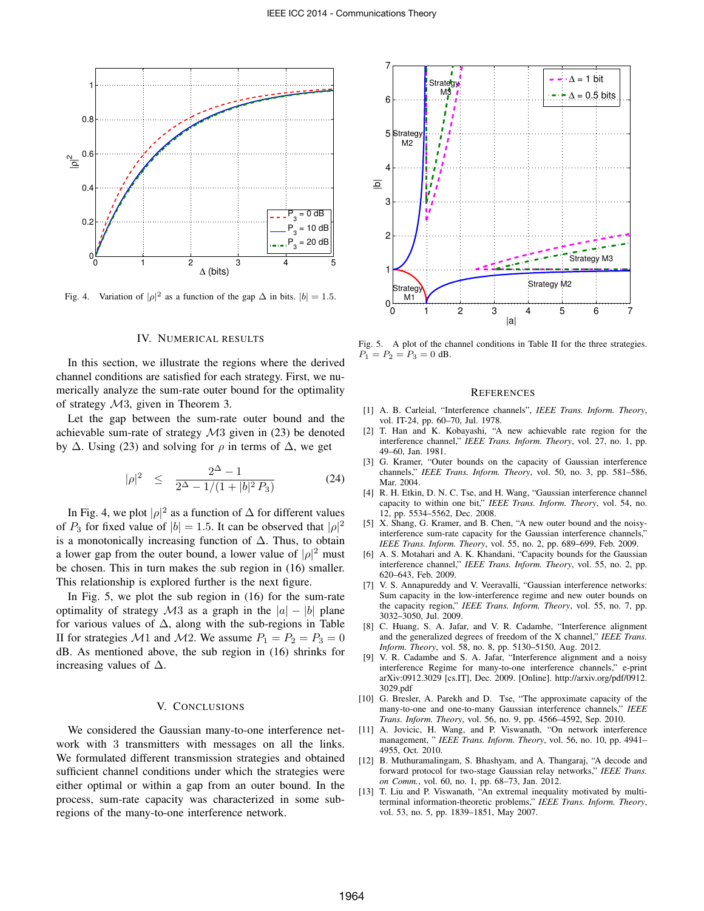1

0.8

0.6

$|\rho|^2$

0.4

0.2

0

0 1 2 3 4 5

$\Delta$ (bits)

$P_3$ = 0 dB

$P_3$ = 10 dB

$P_3$ = 20 dB

Fig. 4. Variation of $|\rho|^2$ as a function of the gap $\Delta$ in bits. $|b| = 1.5$.

## IV. Numerical Results

In this section, we illustrate the regions where the derived channel conditions are satisfied for each strategy. First, we numerically analyze the sum-rate outer bound for the optimality of strategy $\mathcal{M}3$, given in Theorem 3.

Let the gap between the sum-rate outer bound and the achievable sum-rate of strategy $\mathcal{M}3$ given in (23) be denoted by $\Delta$. Using (23) and solving for $\rho$ in terms of $\Delta$, we get

$$|\rho|^2 \leq \frac{2^{\Delta} - 1}{2^{\Delta} - 1/(1 + |b|^2 P_3)} \tag{24}$$

In Fig. 4, we plot $|\rho|^2$ as a function of $\Delta$ for different values of $P_3$ for fixed value of $|b| = 1.5$. It can be observed that $|\rho|^2$ is a monotonically increasing function of $\Delta$. Thus, to obtain a lower gap from the outer bound, a lower value of $|\rho|^2$ must be chosen. This in turn makes the sub region in (16) smaller. This relationship is explored further is the next figure.

In Fig. 5, we plot the sub region in (16) for the sum-rate optimality of strategy $\mathcal{M}3$ as a graph in the $|a| - |b|$ plane for various values of $\Delta$, along with the sub-regions in Table II for strategies $\mathcal{M}1$ and $\mathcal{M}2$. We assume $P_1 = P_2 = P_3 = 0$ dB. As mentioned above, the sub region in (16) shrinks for increasing values of $\Delta$.

## V. Conclusions

We considered the Gaussian many-to-one interference network with 3 transmitters with messages on all the links. We formulated different transmission strategies and obtained sufficient channel conditions under which the strategies were either optimal or within a gap from an outer bound. In the process, sum-rate capacity was characterized in some sub-regions of the many-to-one interference network.

7

6

5

4

3

2

1

0

$|b|$

0 1 2 3 4 5 6 7

$|a|$

Strategy M3

Strategy M2

Strategy M1

Strategy M3

Strategy M2

$\Delta$ = 1 bit

$\Delta$ = 0.5 bits

Fig. 5. A plot of the channel conditions in Table II for the three strategies. $P_1 = P_2 = P_3 = 0$ dB.

## References

[1] A. B. Carleial, "Interference channels", *IEEE Trans. Inform. Theory*, vol. IT-24, pp. 60–70, Jul. 1978.

[2] T. Han and K. Kobayashi, "A new achievable rate region for the interference channel," *IEEE Trans. Inform. Theory*, vol. 27, no. 1, pp. 49–60, Jan. 1981.

[3] G. Kramer, "Outer bounds on the capacity of Gaussian interference channels," *IEEE Trans. Inform. Theory*, vol. 50, no. 3, pp. 581–586, Mar. 2004.

[4] R. H. Etkin, D. N. C. Tse, and H. Wang, "Gaussian interference channel capacity to within one bit," *IEEE Trans. Inform. Theory*, vol. 54, no. 12, pp. 5534–5562, Dec. 2008.

[5] X. Shang, G. Kramer, and B. Chen, "A new outer bound and the noisy-interference sum-rate capacity for the Gaussian interference channels," *IEEE Trans. Inform. Theory*, vol. 55, no. 2, pp. 689–699, Feb. 2009.

[6] A. S. Motahari and A. K. Khandani, "Capacity bounds for the Gaussian interference channel," *IEEE Trans. Inform. Theory*, vol. 55, no. 2, pp. 620–643, Feb. 2009.

[7] V. S. Annapureddy and V. Veeravalli, "Gaussian interference networks: Sum capacity in the low-interference regime and new outer bounds on the capacity region," *IEEE Trans. Inform. Theory*, vol. 55, no. 7, pp. 3032–3050, Jul. 2009.

[8] C. Huang, S. A. Jafar, and V. R. Cadambe, "Interference alignment and the generalized degrees of freedom of the X channel," *IEEE Trans. Inform. Theory*, vol. 58, no. 8, pp. 5130–5150, Aug. 2012.

[9] V. R. Cadambe and S. A. Jafar, "Interference alignment and a noisy interference Regime for many-to-one interference channels," e-print arXiv:0912.3029 [cs.IT], Dec. 2009. [Online]. http://arxiv.org/pdf/0912.3029.pdf

[10] G. Bresler, A. Parekh and D. Tse, "The approximate capacity of the many-to-one and one-to-many Gaussian interference channels," *IEEE Trans. Inform. Theory*, vol. 56, no. 9, pp. 4566–4592, Sep. 2010.

[11] A. Jovicic, H. Wang, and P. Viswanath, "On network interference management, " *IEEE Trans. Inform. Theory*, vol. 56, no. 10, pp. 4941–4955, Oct. 2010.

[12] B. Muthuramalingam, S. Bhashyam, and A. Thangaraj, "A decode and forward protocol for two-stage Gaussian relay networks," *IEEE Trans. on Comm.*, vol. 60, no. 1, pp. 68–73, Jan. 2012.

[13] T. Liu and P. Viswanath, "An extremal inequality motivated by multi-terminal information-theoretic problems," *IEEE Trans. Inform. Theory*, vol. 53, no. 5, pp. 1839–1851, May 2007.